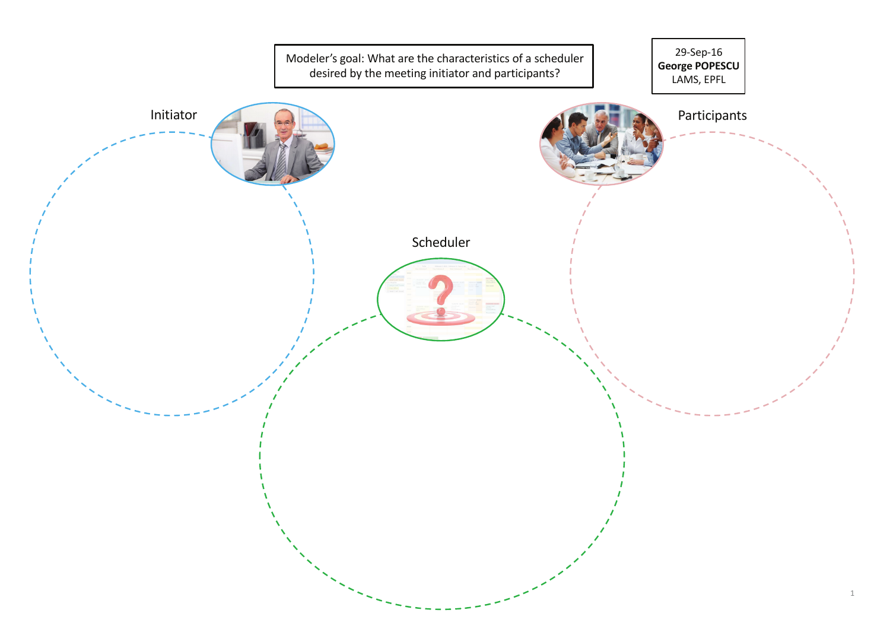Modeler's goal: What are the characteristics of a scheduler desired by the meeting initiator and participants?

29-Sep-16
**George POPESCU**
LAMS, EPFL

Initiator

Participants

Scheduler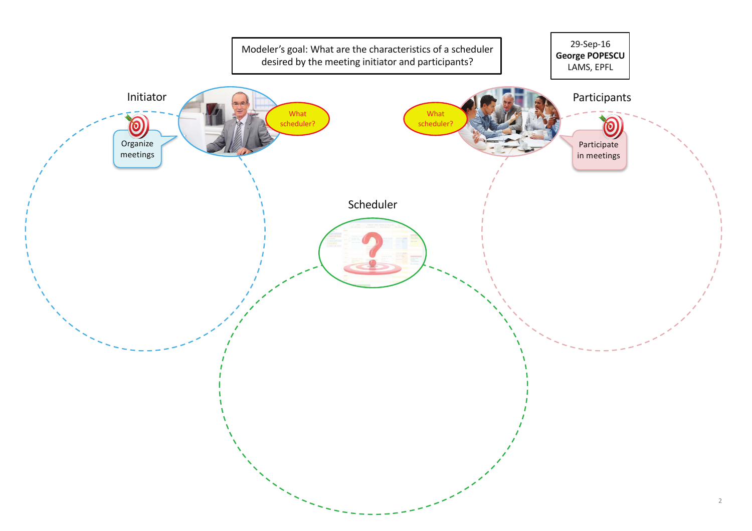Modeler's goal: What are the characteristics of a scheduler desired by the meeting initiator and participants?

29-Sep-16
**George POPESCU**
LAMS, EPFL

Initiator

Organize meetings

What scheduler?

What scheduler?

Participants

Participate in meetings

Scheduler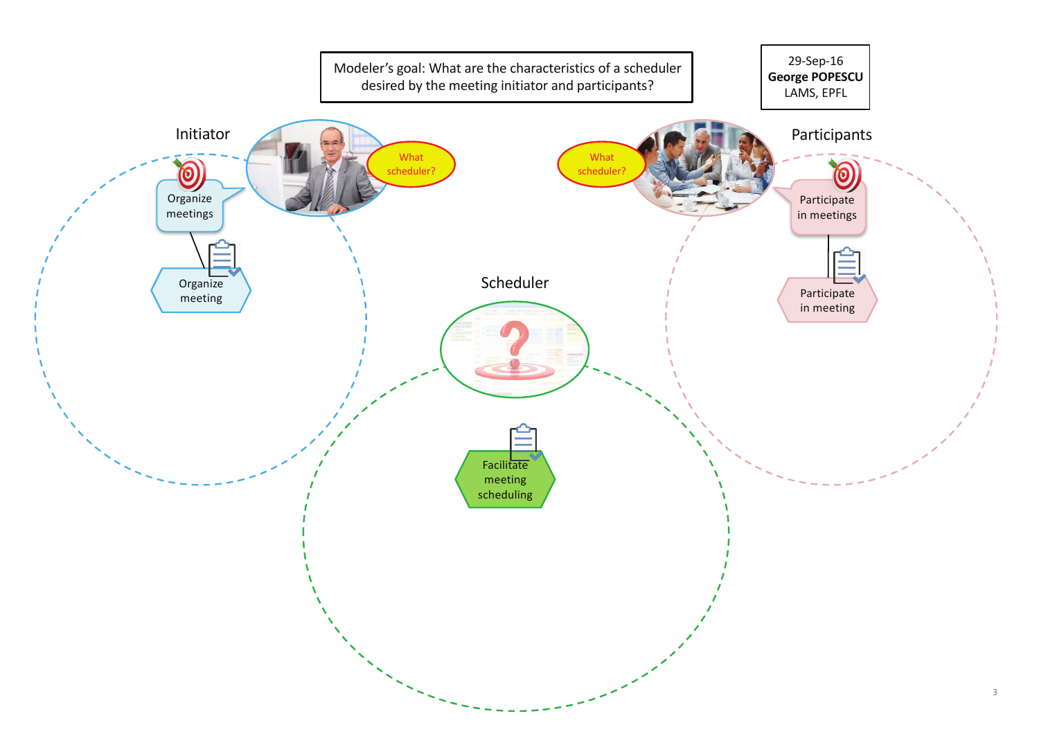Modeler's goal: What are the characteristics of a scheduler desired by the meeting initiator and participants?

29-Sep-16
**George POPESCU**
LAMS, EPFL

Initiator

What scheduler?

Organize meetings

Organize meeting

Participants

What scheduler?

Participate in meetings

Participate in meeting

Scheduler

Facilitate meeting scheduling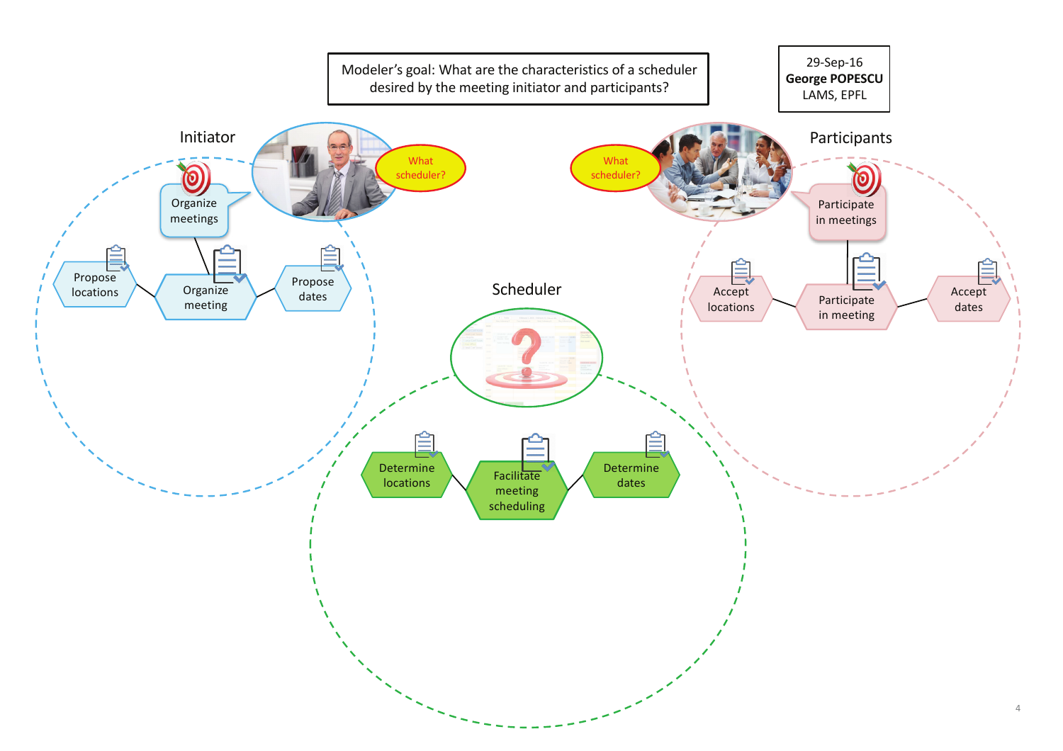Modeler's goal: What are the characteristics of a scheduler desired by the meeting initiator and participants?

29-Sep-16
**George POPESCU**
LAMS, EPFL

## Initiator

What scheduler?

Organize meetings

Propose locations

Organize meeting

Propose dates

## Participants

What scheduler?

Participate in meetings

Accept locations

Participate in meeting

Accept dates

## Scheduler

Determine locations

Facilitate meeting scheduling

Determine dates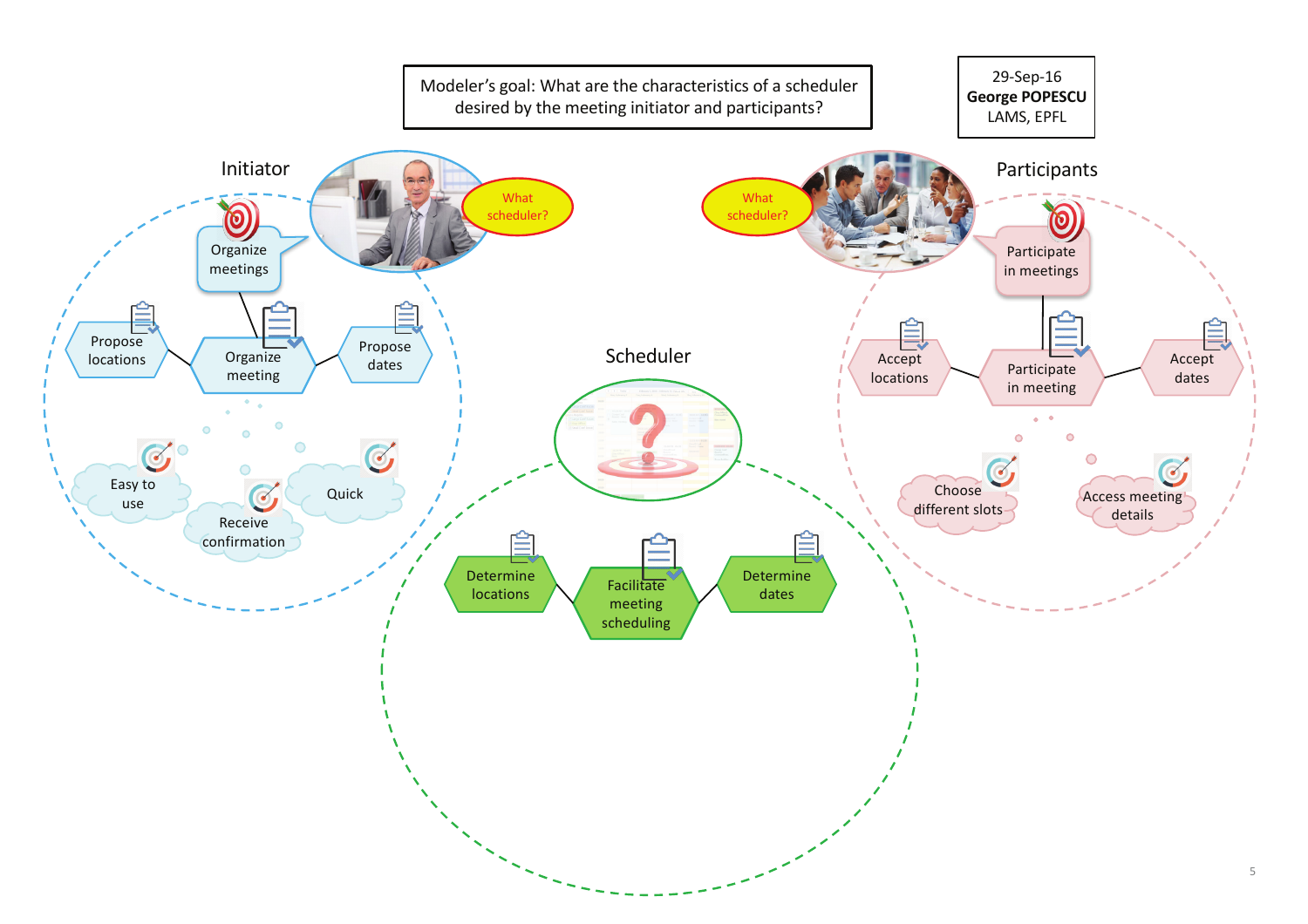Modeler's goal: What are the characteristics of a scheduler desired by the meeting initiator and participants?

29-Sep-16
**George POPESCU**
LAMS, EPFL

## Initiator

What scheduler?

- Organize meetings
- Organize meeting
- Propose locations
- Propose dates
- Easy to use
- Receive confirmation
- Quick

## Scheduler

- Facilitate meeting scheduling
- Determine locations
- Determine dates

## Participants

What scheduler?

- Participate in meetings
- Participate in meeting
- Accept locations
- Accept dates
- Choose different slots
- Access meeting details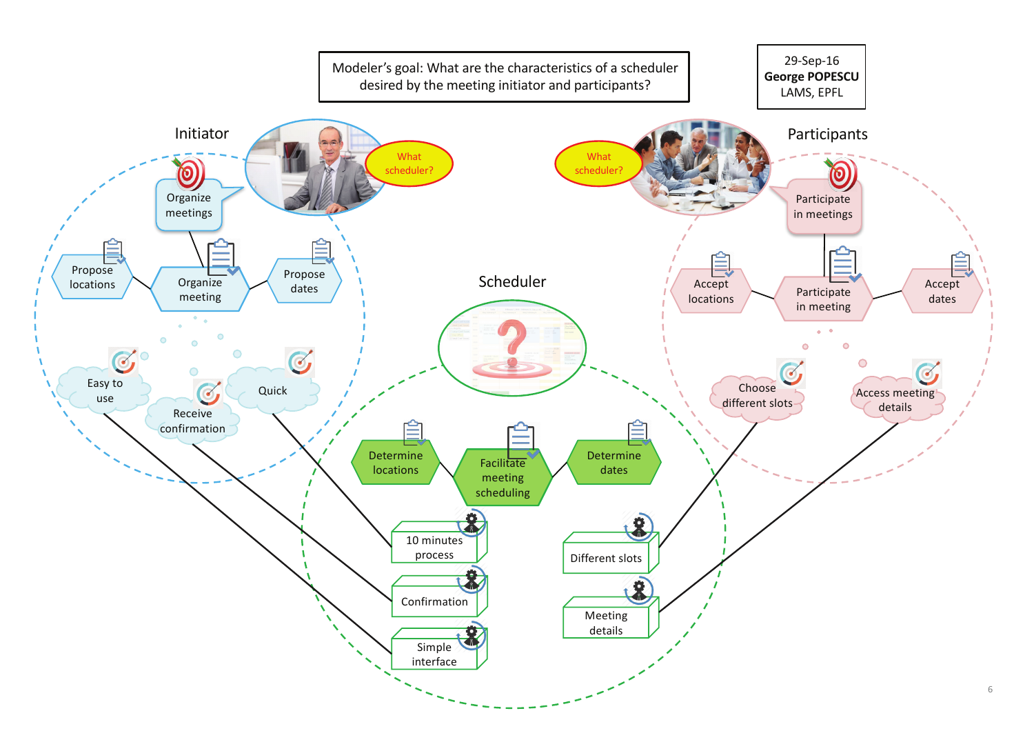Modeler's goal: What are the characteristics of a scheduler desired by the meeting initiator and participants?

29-Sep-16
**George POPESCU**
LAMS, EPFL

## Initiator

What scheduler?

- Organize meetings
- Organize meeting
- Propose locations
- Propose dates
- Easy to use
- Receive confirmation
- Quick

## Participants

What scheduler?

- Participate in meetings
- Participate in meeting
- Accept locations
- Accept dates
- Choose different slots
- Access meeting details

## Scheduler

- Facilitate meeting scheduling
- Determine locations
- Determine dates
- 10 minutes process
- Confirmation
- Simple interface
- Different slots
- Meeting details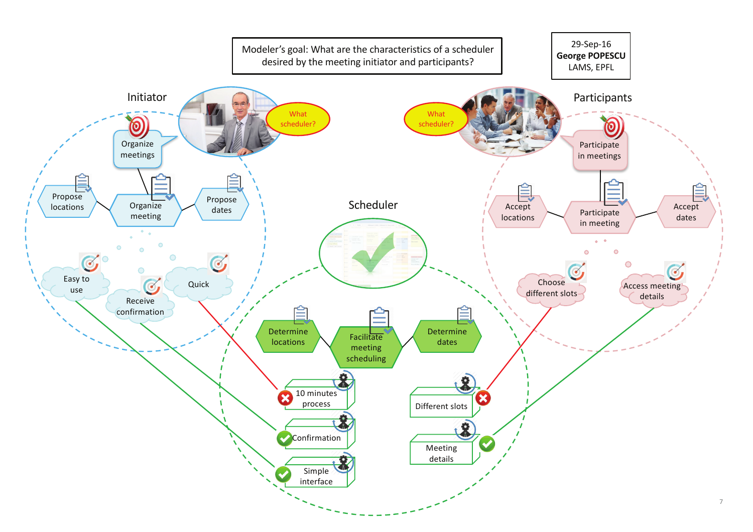Modeler's goal: What are the characteristics of a scheduler desired by the meeting initiator and participants?

29-Sep-16
**George POPESCU**
LAMS, EPFL

Initiator

What scheduler?

Organize meetings

Propose locations

Organize meeting

Propose dates

Easy to use

Receive confirmation

Quick

Participants

What scheduler?

Participate in meetings

Accept locations

Participate in meeting

Accept dates

Choose different slots

Access meeting details

Scheduler

Determine locations

Facilitate meeting scheduling

Determine dates

10 minutes process

Confirmation

Simple interface

Different slots

Meeting details